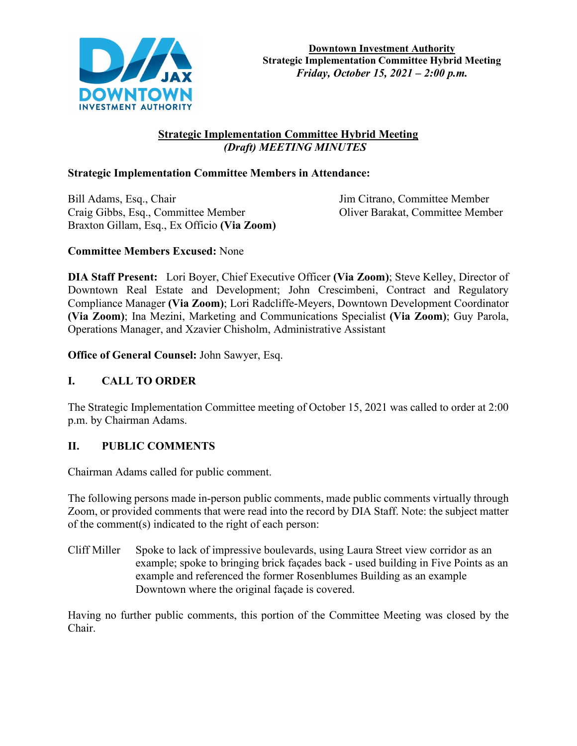**Downtown Investment Authority**
**Strategic Implementation Committee Hybrid Meeting**
***Friday, October 15, 2021 – 2:00 p.m.***

## Strategic Implementation Committee Hybrid Meeting
### *(Draft) MEETING MINUTES*

**Strategic Implementation Committee Members in Attendance:**

Bill Adams, Esq., Chair
Craig Gibbs, Esq., Committee Member
Braxton Gillam, Esq., Ex Officio **(Via Zoom)**
Jim Citrano, Committee Member
Oliver Barakat, Committee Member

**Committee Members Excused:** None

**DIA Staff Present:** Lori Boyer, Chief Executive Officer **(Via Zoom)**; Steve Kelley, Director of Downtown Real Estate and Development; John Crescimbeni, Contract and Regulatory Compliance Manager **(Via Zoom)**; Lori Radcliffe-Meyers, Downtown Development Coordinator **(Via Zoom)**; Ina Mezini, Marketing and Communications Specialist **(Via Zoom)**; Guy Parola, Operations Manager, and Xzavier Chisholm, Administrative Assistant

**Office of General Counsel:** John Sawyer, Esq.

## I. CALL TO ORDER

The Strategic Implementation Committee meeting of October 15, 2021 was called to order at 2:00 p.m. by Chairman Adams.

## II. PUBLIC COMMENTS

Chairman Adams called for public comment.

The following persons made in-person public comments, made public comments virtually through Zoom, or provided comments that were read into the record by DIA Staff. Note: the subject matter of the comment(s) indicated to the right of each person:

Cliff Miller — Spoke to lack of impressive boulevards, using Laura Street view corridor as an example; spoke to bringing brick façades back - used building in Five Points as an example and referenced the former Rosenblumes Building as an example Downtown where the original façade is covered.

Having no further public comments, this portion of the Committee Meeting was closed by the Chair.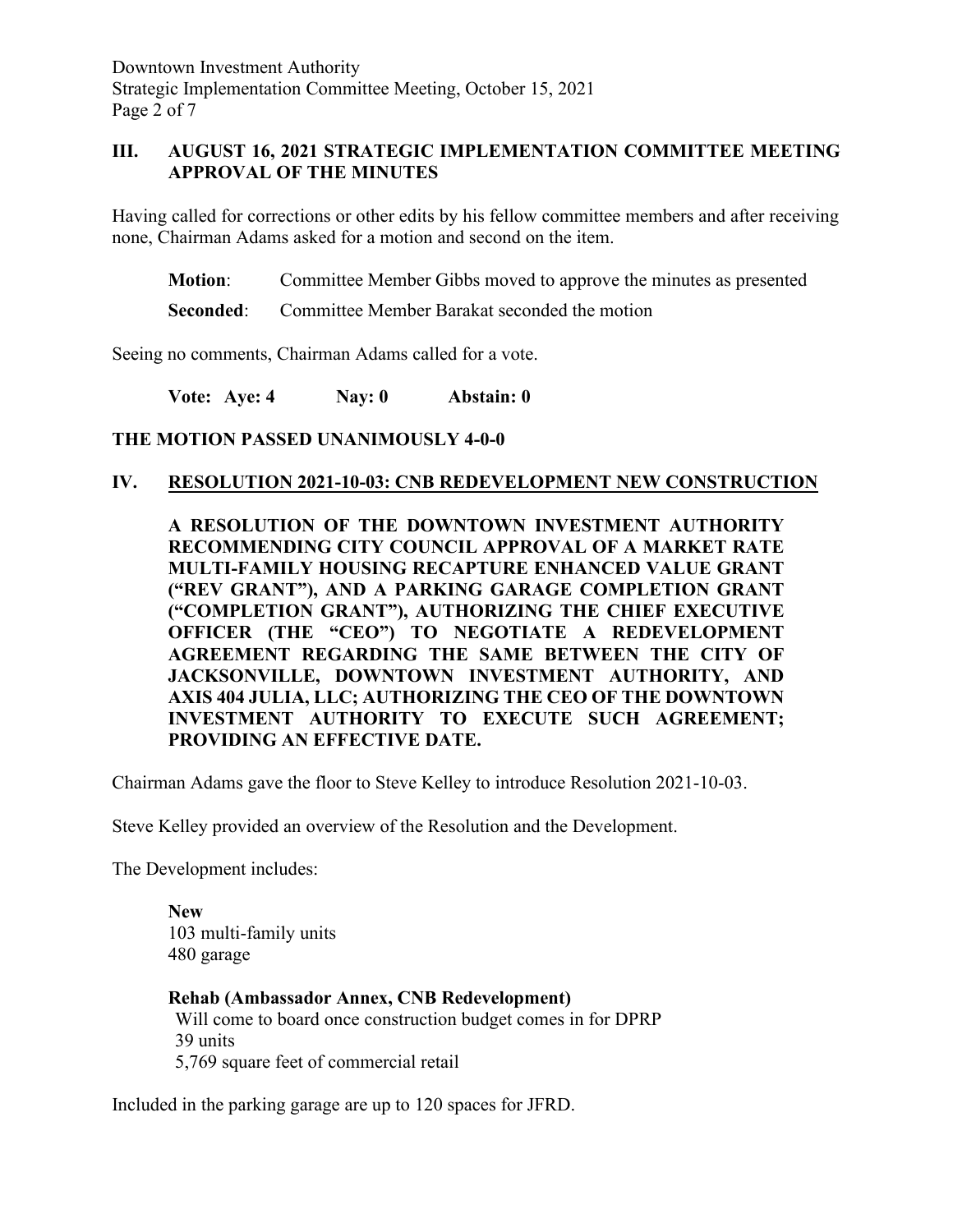## III. AUGUST 16, 2021 STRATEGIC IMPLEMENTATION COMMITTEE MEETING APPROVAL OF THE MINUTES

Having called for corrections or other edits by his fellow committee members and after receiving none, Chairman Adams asked for a motion and second on the item.

**Motion**: Committee Member Gibbs moved to approve the minutes as presented

**Seconded**: Committee Member Barakat seconded the motion

Seeing no comments, Chairman Adams called for a vote.

**Vote: Aye: 4 Nay: 0 Abstain: 0**

**THE MOTION PASSED UNANIMOUSLY 4-0-0**

## IV. RESOLUTION 2021-10-03: CNB REDEVELOPMENT NEW CONSTRUCTION

**A RESOLUTION OF THE DOWNTOWN INVESTMENT AUTHORITY RECOMMENDING CITY COUNCIL APPROVAL OF A MARKET RATE MULTI-FAMILY HOUSING RECAPTURE ENHANCED VALUE GRANT ("REV GRANT"), AND A PARKING GARAGE COMPLETION GRANT ("COMPLETION GRANT"), AUTHORIZING THE CHIEF EXECUTIVE OFFICER (THE "CEO") TO NEGOTIATE A REDEVELOPMENT AGREEMENT REGARDING THE SAME BETWEEN THE CITY OF JACKSONVILLE, DOWNTOWN INVESTMENT AUTHORITY, AND AXIS 404 JULIA, LLC; AUTHORIZING THE CEO OF THE DOWNTOWN INVESTMENT AUTHORITY TO EXECUTE SUCH AGREEMENT; PROVIDING AN EFFECTIVE DATE.**

Chairman Adams gave the floor to Steve Kelley to introduce Resolution 2021-10-03.

Steve Kelley provided an overview of the Resolution and the Development.

The Development includes:

**New**
103 multi-family units
480 garage

**Rehab (Ambassador Annex, CNB Redevelopment)**
Will come to board once construction budget comes in for DPRP
39 units
5,769 square feet of commercial retail

Included in the parking garage are up to 120 spaces for JFRD.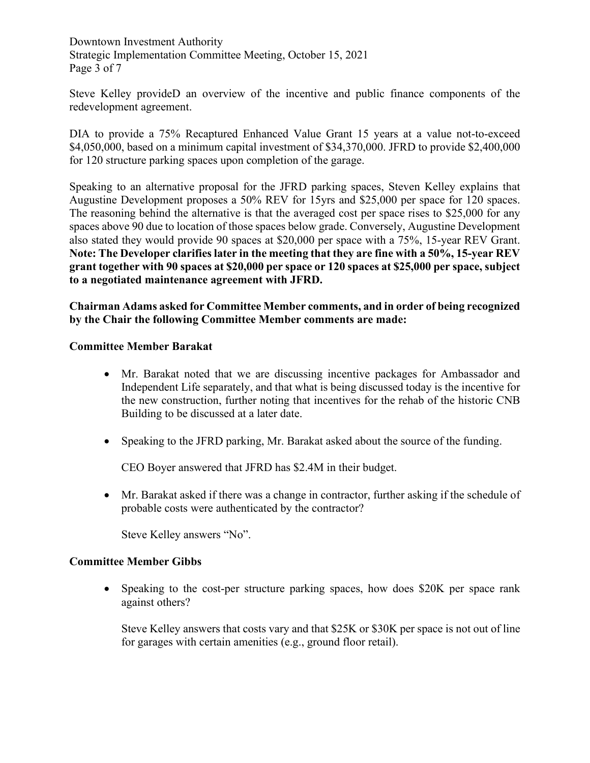Steve Kelley provideD an overview of the incentive and public finance components of the redevelopment agreement.

DIA to provide a 75% Recaptured Enhanced Value Grant 15 years at a value not-to-exceed $4,050,000, based on a minimum capital investment of $34,370,000. JFRD to provide $2,400,000 for 120 structure parking spaces upon completion of the garage.

Speaking to an alternative proposal for the JFRD parking spaces, Steven Kelley explains that Augustine Development proposes a 50% REV for 15yrs and $25,000 per space for 120 spaces. The reasoning behind the alternative is that the averaged cost per space rises to $25,000 for any spaces above 90 due to location of those spaces below grade. Conversely, Augustine Development also stated they would provide 90 spaces at $20,000 per space with a 75%, 15-year REV Grant. **Note: The Developer clarifies later in the meeting that they are fine with a 50%, 15-year REV grant together with 90 spaces at $20,000 per space or 120 spaces at $25,000 per space, subject to a negotiated maintenance agreement with JFRD.**

**Chairman Adams asked for Committee Member comments, and in order of being recognized by the Chair the following Committee Member comments are made:**

**Committee Member Barakat**

- Mr. Barakat noted that we are discussing incentive packages for Ambassador and Independent Life separately, and that what is being discussed today is the incentive for the new construction, further noting that incentives for the rehab of the historic CNB Building to be discussed at a later date.

- Speaking to the JFRD parking, Mr. Barakat asked about the source of the funding.

  CEO Boyer answered that JFRD has $2.4M in their budget.

- Mr. Barakat asked if there was a change in contractor, further asking if the schedule of probable costs were authenticated by the contractor?

  Steve Kelley answers "No".

**Committee Member Gibbs**

- Speaking to the cost-per structure parking spaces, how does $20K per space rank against others?

  Steve Kelley answers that costs vary and that $25K or $30K per space is not out of line for garages with certain amenities (e.g., ground floor retail).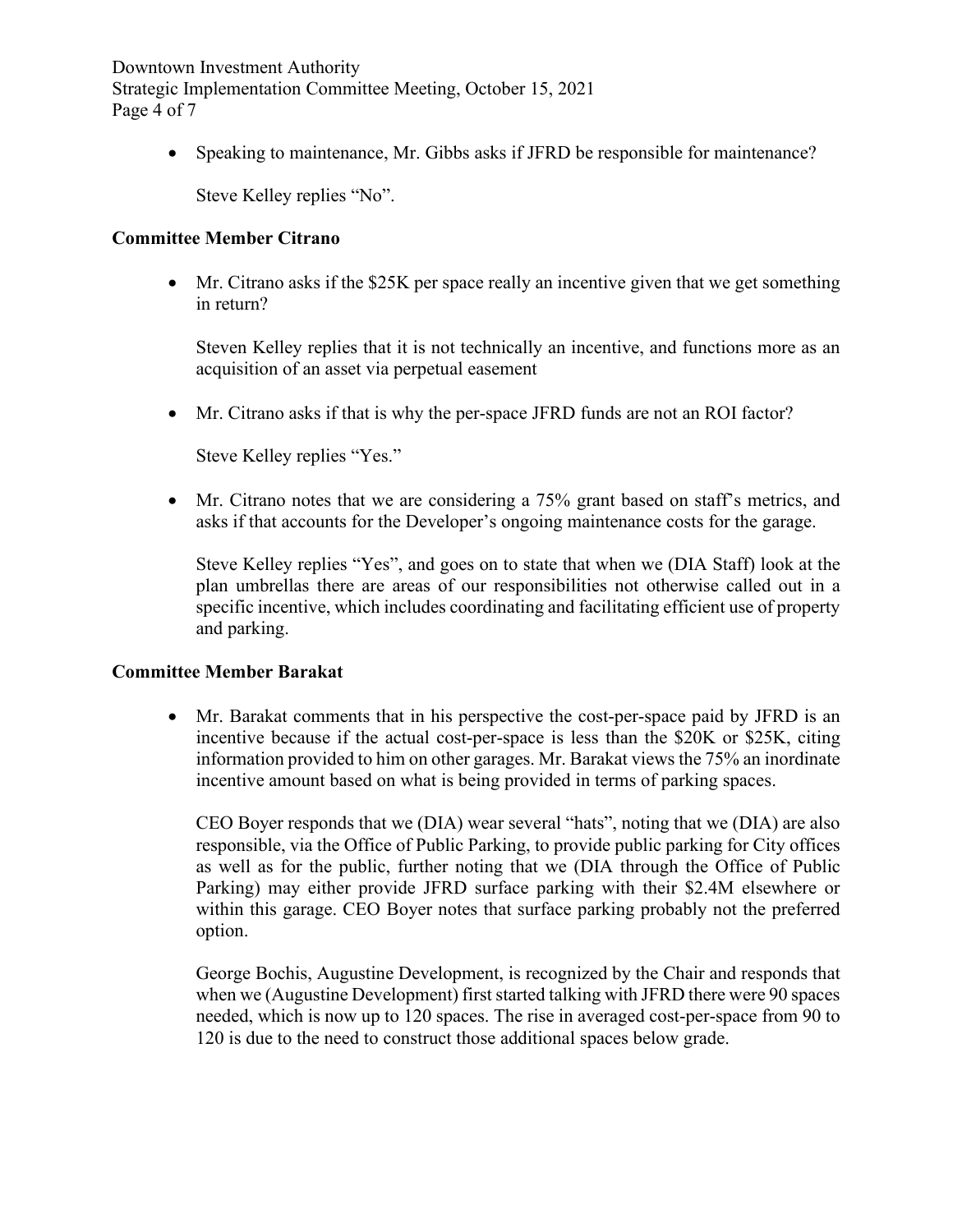- Speaking to maintenance, Mr. Gibbs asks if JFRD be responsible for maintenance?

  Steve Kelley replies "No".

**Committee Member Citrano**

- Mr. Citrano asks if the $25K per space really an incentive given that we get something in return?

  Steven Kelley replies that it is not technically an incentive, and functions more as an acquisition of an asset via perpetual easement

- Mr. Citrano asks if that is why the per-space JFRD funds are not an ROI factor?

  Steve Kelley replies "Yes."

- Mr. Citrano notes that we are considering a 75% grant based on staff's metrics, and asks if that accounts for the Developer's ongoing maintenance costs for the garage.

  Steve Kelley replies "Yes", and goes on to state that when we (DIA Staff) look at the plan umbrellas there are areas of our responsibilities not otherwise called out in a specific incentive, which includes coordinating and facilitating efficient use of property and parking.

**Committee Member Barakat**

- Mr. Barakat comments that in his perspective the cost-per-space paid by JFRD is an incentive because if the actual cost-per-space is less than the $20K or $25K, citing information provided to him on other garages. Mr. Barakat views the 75% an inordinate incentive amount based on what is being provided in terms of parking spaces.

  CEO Boyer responds that we (DIA) wear several "hats", noting that we (DIA) are also responsible, via the Office of Public Parking, to provide public parking for City offices as well as for the public, further noting that we (DIA through the Office of Public Parking) may either provide JFRD surface parking with their $2.4M elsewhere or within this garage. CEO Boyer notes that surface parking probably not the preferred option.

  George Bochis, Augustine Development, is recognized by the Chair and responds that when we (Augustine Development) first started talking with JFRD there were 90 spaces needed, which is now up to 120 spaces. The rise in averaged cost-per-space from 90 to 120 is due to the need to construct those additional spaces below grade.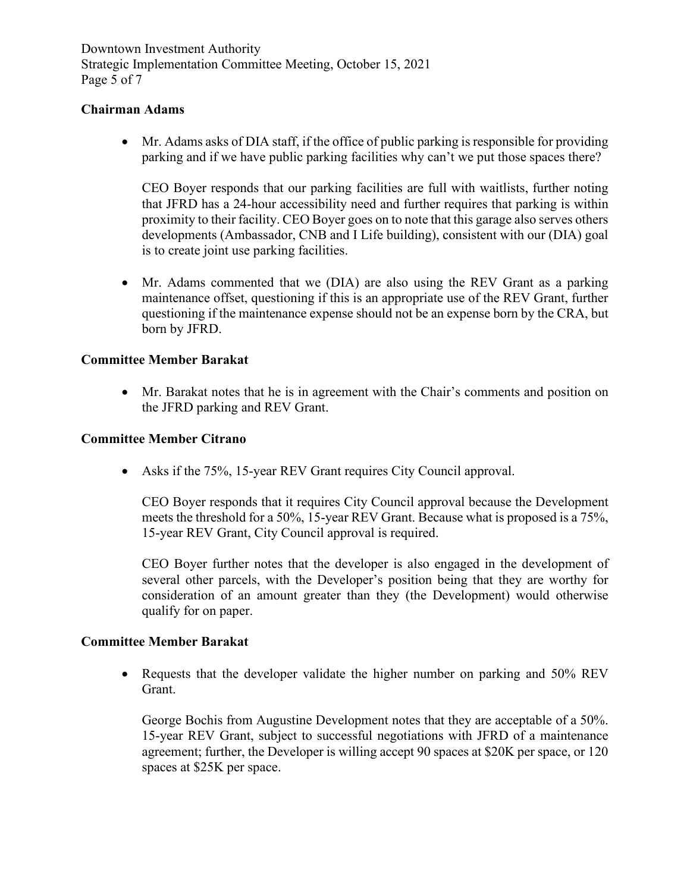**Chairman Adams**

- Mr. Adams asks of DIA staff, if the office of public parking is responsible for providing parking and if we have public parking facilities why can't we put those spaces there?

  CEO Boyer responds that our parking facilities are full with waitlists, further noting that JFRD has a 24-hour accessibility need and further requires that parking is within proximity to their facility. CEO Boyer goes on to note that this garage also serves others developments (Ambassador, CNB and I Life building), consistent with our (DIA) goal is to create joint use parking facilities.

- Mr. Adams commented that we (DIA) are also using the REV Grant as a parking maintenance offset, questioning if this is an appropriate use of the REV Grant, further questioning if the maintenance expense should not be an expense born by the CRA, but born by JFRD.

**Committee Member Barakat**

- Mr. Barakat notes that he is in agreement with the Chair's comments and position on the JFRD parking and REV Grant.

**Committee Member Citrano**

- Asks if the 75%, 15-year REV Grant requires City Council approval.

  CEO Boyer responds that it requires City Council approval because the Development meets the threshold for a 50%, 15-year REV Grant. Because what is proposed is a 75%, 15-year REV Grant, City Council approval is required.

  CEO Boyer further notes that the developer is also engaged in the development of several other parcels, with the Developer's position being that they are worthy for consideration of an amount greater than they (the Development) would otherwise qualify for on paper.

**Committee Member Barakat**

- Requests that the developer validate the higher number on parking and 50% REV Grant.

  George Bochis from Augustine Development notes that they are acceptable of a 50%. 15-year REV Grant, subject to successful negotiations with JFRD of a maintenance agreement; further, the Developer is willing accept 90 spaces at $20K per space, or 120 spaces at $25K per space.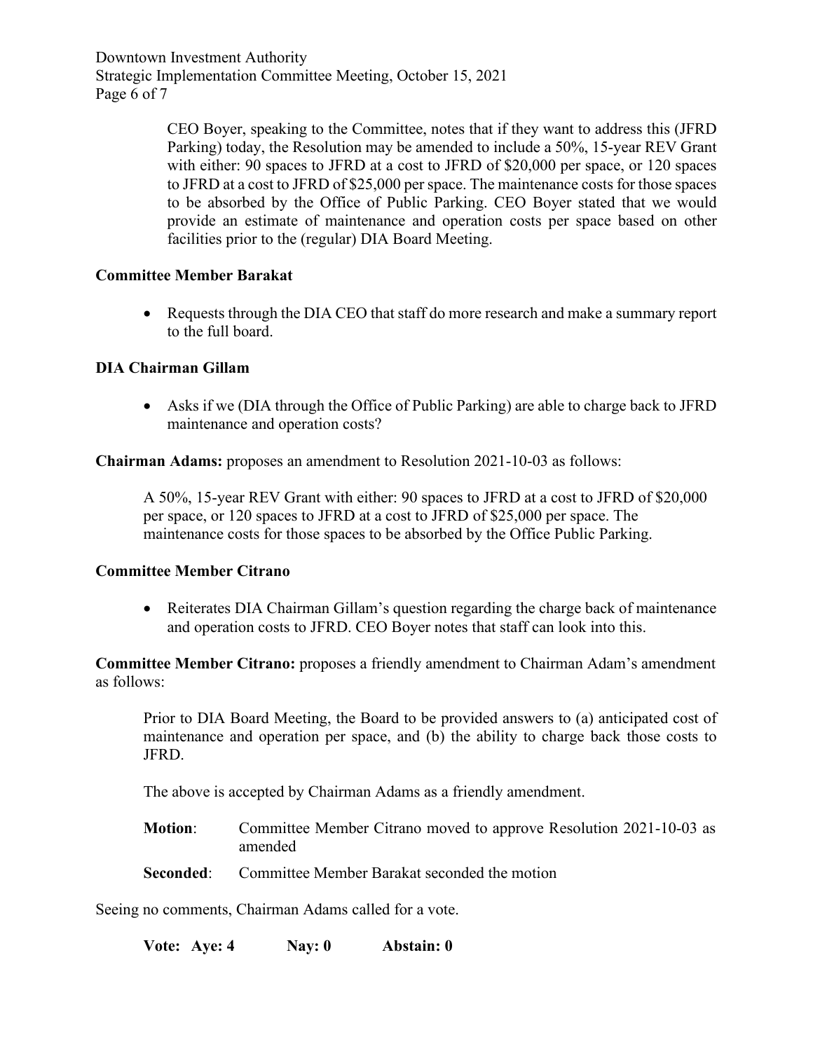CEO Boyer, speaking to the Committee, notes that if they want to address this (JFRD Parking) today, the Resolution may be amended to include a 50%, 15-year REV Grant with either: 90 spaces to JFRD at a cost to JFRD of $20,000 per space, or 120 spaces to JFRD at a cost to JFRD of $25,000 per space. The maintenance costs for those spaces to be absorbed by the Office of Public Parking. CEO Boyer stated that we would provide an estimate of maintenance and operation costs per space based on other facilities prior to the (regular) DIA Board Meeting.

**Committee Member Barakat**

- Requests through the DIA CEO that staff do more research and make a summary report to the full board.

**DIA Chairman Gillam**

- Asks if we (DIA through the Office of Public Parking) are able to charge back to JFRD maintenance and operation costs?

**Chairman Adams:** proposes an amendment to Resolution 2021-10-03 as follows:

A 50%, 15-year REV Grant with either: 90 spaces to JFRD at a cost to JFRD of $20,000 per space, or 120 spaces to JFRD at a cost to JFRD of $25,000 per space. The maintenance costs for those spaces to be absorbed by the Office Public Parking.

**Committee Member Citrano**

- Reiterates DIA Chairman Gillam's question regarding the charge back of maintenance and operation costs to JFRD. CEO Boyer notes that staff can look into this.

**Committee Member Citrano:** proposes a friendly amendment to Chairman Adam's amendment as follows:

Prior to DIA Board Meeting, the Board to be provided answers to (a) anticipated cost of maintenance and operation per space, and (b) the ability to charge back those costs to JFRD.

The above is accepted by Chairman Adams as a friendly amendment.

**Motion**: Committee Member Citrano moved to approve Resolution 2021-10-03 as amended

**Seconded**: Committee Member Barakat seconded the motion

Seeing no comments, Chairman Adams called for a vote.

**Vote: Aye: 4 Nay: 0 Abstain: 0**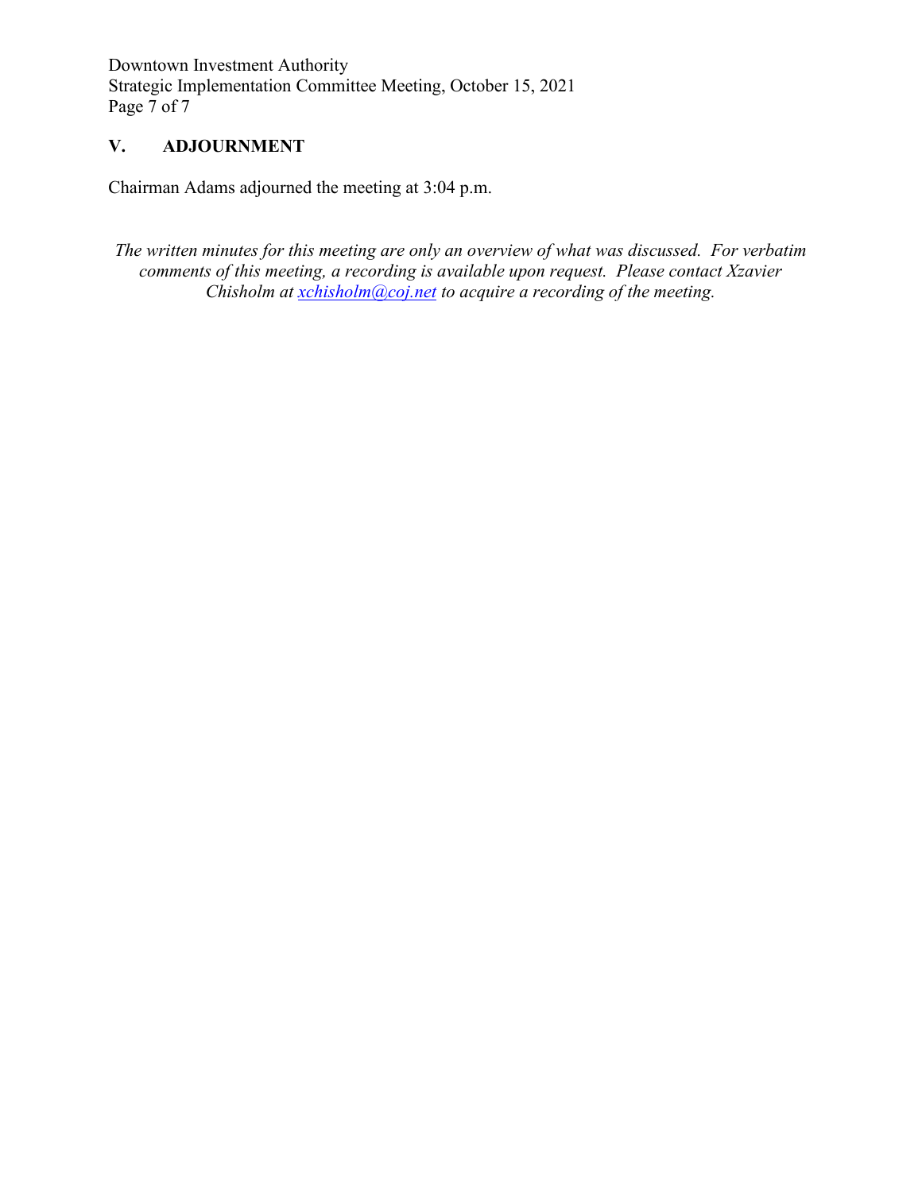## V. ADJOURNMENT

Chairman Adams adjourned the meeting at 3:04 p.m.

*The written minutes for this meeting are only an overview of what was discussed. For verbatim comments of this meeting, a recording is available upon request. Please contact Xzavier Chisholm at [xchisholm@coj.net](mailto:xchisholm@coj.net) to acquire a recording of the meeting.*